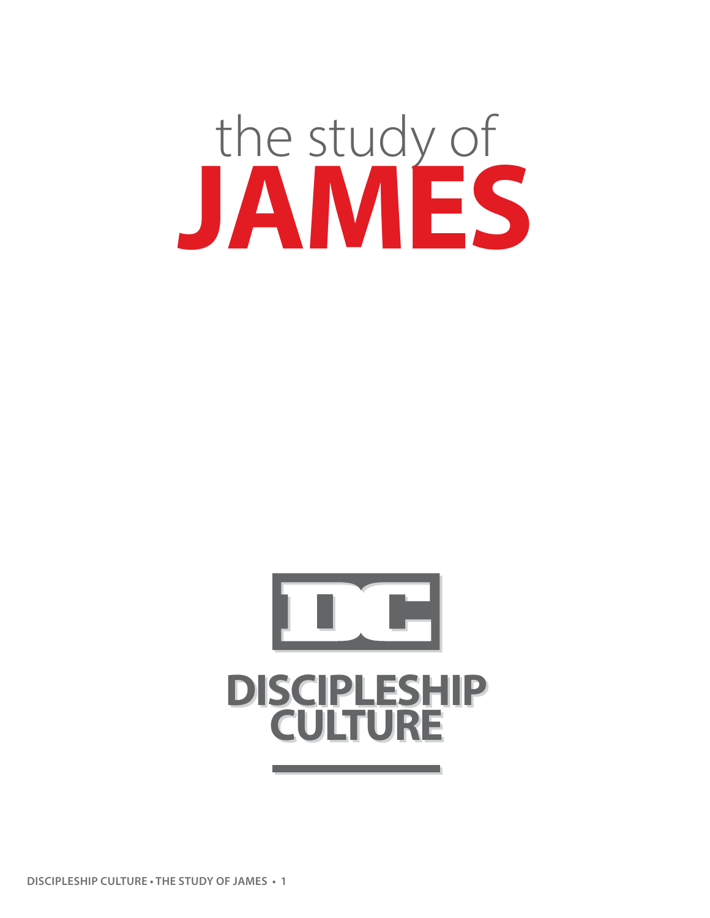# the study of JAMES

DISCIPLESHIP CULTURE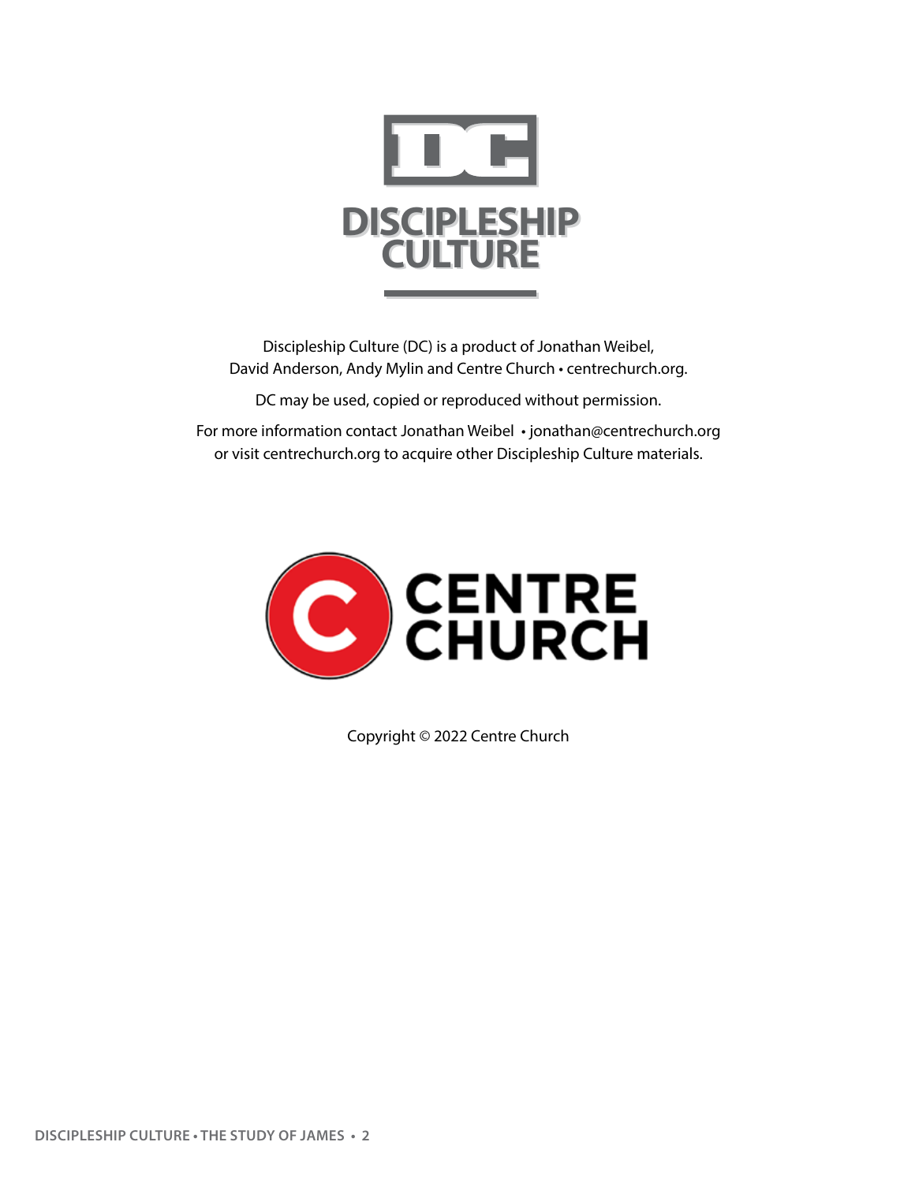DISCIPLESHIP CULTURE

Discipleship Culture (DC) is a product of Jonathan Weibel, David Anderson, Andy Mylin and Centre Church • centrechurch.org.

DC may be used, copied or reproduced without permission.

For more information contact Jonathan Weibel • jonathan@centrechurch.org or visit centrechurch.org to acquire other Discipleship Culture materials.

CENTRE CHURCH

Copyright © 2022 Centre Church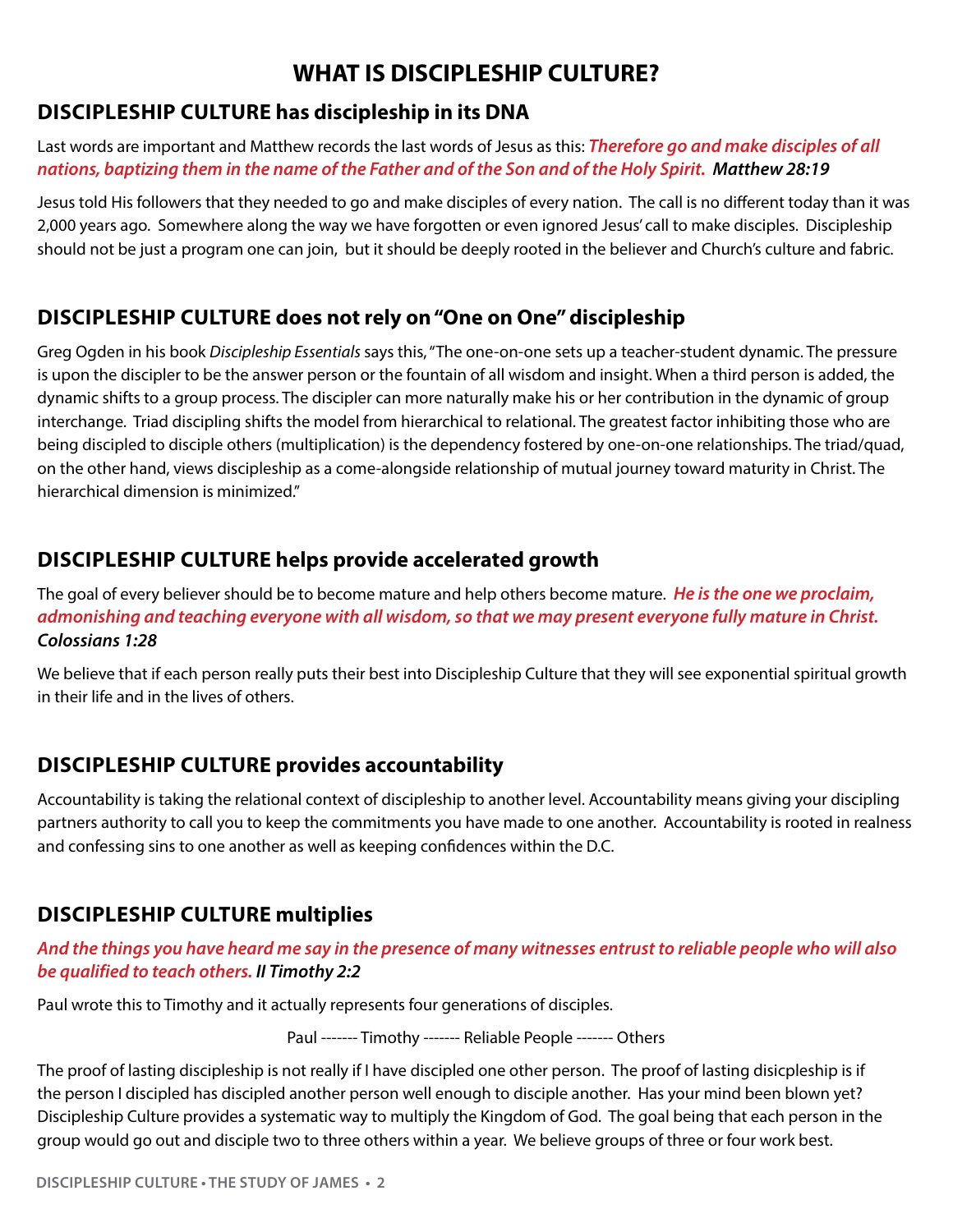# WHAT IS DISCIPLESHIP CULTURE?

## DISCIPLESHIP CULTURE has discipleship in its DNA

Last words are important and Matthew records the last words of Jesus as this: ***Therefore go and make disciples of all nations, baptizing them in the name of the Father and of the Son and of the Holy Spirit. Matthew 28:19***

Jesus told His followers that they needed to go and make disciples of every nation. The call is no different today than it was 2,000 years ago. Somewhere along the way we have forgotten or even ignored Jesus' call to make disciples. Discipleship should not be just a program one can join, but it should be deeply rooted in the believer and Church's culture and fabric.

## DISCIPLESHIP CULTURE does not rely on "One on One" discipleship

Greg Ogden in his book *Discipleship Essentials* says this, "The one-on-one sets up a teacher-student dynamic. The pressure is upon the discipler to be the answer person or the fountain of all wisdom and insight. When a third person is added, the dynamic shifts to a group process. The discipler can more naturally make his or her contribution in the dynamic of group interchange. Triad discipling shifts the model from hierarchical to relational. The greatest factor inhibiting those who are being discipled to disciple others (multiplication) is the dependency fostered by one-on-one relationships. The triad/quad, on the other hand, views discipleship as a come-alongside relationship of mutual journey toward maturity in Christ. The hierarchical dimension is minimized."

## DISCIPLESHIP CULTURE helps provide accelerated growth

The goal of every believer should be to become mature and help others become mature. ***He is the one we proclaim, admonishing and teaching everyone with all wisdom, so that we may present everyone fully mature in Christ. Colossians 1:28***

We believe that if each person really puts their best into Discipleship Culture that they will see exponential spiritual growth in their life and in the lives of others.

## DISCIPLESHIP CULTURE provides accountability

Accountability is taking the relational context of discipleship to another level. Accountability means giving your discipling partners authority to call you to keep the commitments you have made to one another. Accountability is rooted in realness and confessing sins to one another as well as keeping confidences within the D.C.

## DISCIPLESHIP CULTURE multiplies

***And the things you have heard me say in the presence of many witnesses entrust to reliable people who will also be qualified to teach others. II Timothy 2:2***

Paul wrote this to Timothy and it actually represents four generations of disciples.

Paul ------- Timothy ------- Reliable People ------- Others

The proof of lasting discipleship is not really if I have discipled one other person. The proof of lasting disicpleship is if the person I discipled has discipled another person well enough to disciple another. Has your mind been blown yet? Discipleship Culture provides a systematic way to multiply the Kingdom of God. The goal being that each person in the group would go out and disciple two to three others within a year. We believe groups of three or four work best.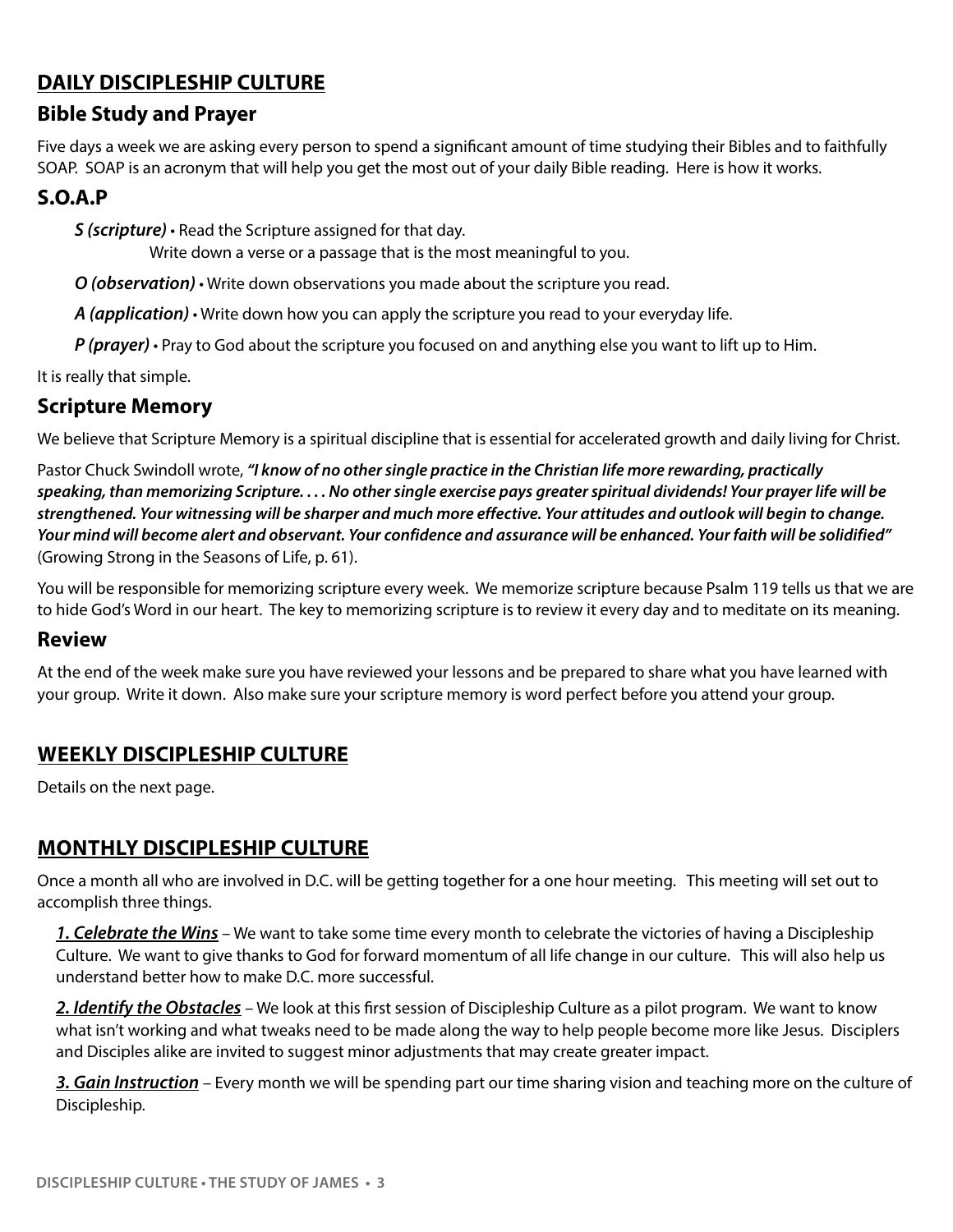## DAILY DISCIPLESHIP CULTURE

### Bible Study and Prayer

Five days a week we are asking every person to spend a significant amount of time studying their Bibles and to faithfully SOAP. SOAP is an acronym that will help you get the most out of your daily Bible reading. Here is how it works.

### S.O.A.P

***S (scripture)*** • Read the Scripture assigned for that day.
Write down a verse or a passage that is the most meaningful to you.

***O (observation)*** • Write down observations you made about the scripture you read.

***A (application)*** • Write down how you can apply the scripture you read to your everyday life.

***P (prayer)*** • Pray to God about the scripture you focused on and anything else you want to lift up to Him.

It is really that simple.

### Scripture Memory

We believe that Scripture Memory is a spiritual discipline that is essential for accelerated growth and daily living for Christ.

Pastor Chuck Swindoll wrote, ***"I know of no other single practice in the Christian life more rewarding, practically speaking, than memorizing Scripture. . . . No other single exercise pays greater spiritual dividends! Your prayer life will be strengthened. Your witnessing will be sharper and much more effective. Your attitudes and outlook will begin to change. Your mind will become alert and observant. Your confidence and assurance will be enhanced. Your faith will be solidified"*** (Growing Strong in the Seasons of Life, p. 61).

You will be responsible for memorizing scripture every week. We memorize scripture because Psalm 119 tells us that we are to hide God's Word in our heart. The key to memorizing scripture is to review it every day and to meditate on its meaning.

### Review

At the end of the week make sure you have reviewed your lessons and be prepared to share what you have learned with your group. Write it down. Also make sure your scripture memory is word perfect before you attend your group.

## WEEKLY DISCIPLESHIP CULTURE

Details on the next page.

## MONTHLY DISCIPLESHIP CULTURE

Once a month all who are involved in D.C. will be getting together for a one hour meeting. This meeting will set out to accomplish three things.

***1. Celebrate the Wins*** – We want to take some time every month to celebrate the victories of having a Discipleship Culture. We want to give thanks to God for forward momentum of all life change in our culture. This will also help us understand better how to make D.C. more successful.

***2. Identify the Obstacles*** – We look at this first session of Discipleship Culture as a pilot program. We want to know what isn't working and what tweaks need to be made along the way to help people become more like Jesus. Disciplers and Disciples alike are invited to suggest minor adjustments that may create greater impact.

***3. Gain Instruction*** – Every month we will be spending part our time sharing vision and teaching more on the culture of Discipleship.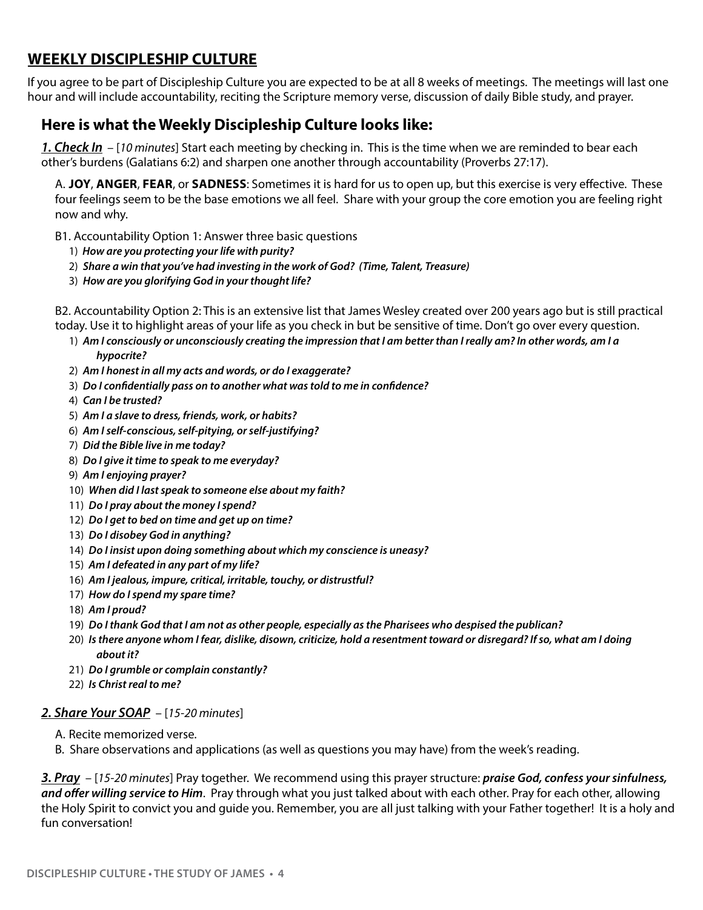## WEEKLY DISCIPLESHIP CULTURE

If you agree to be part of Discipleship Culture you are expected to be at all 8 weeks of meetings. The meetings will last one hour and will include accountability, reciting the Scripture memory verse, discussion of daily Bible study, and prayer.

### Here is what the Weekly Discipleship Culture looks like:

***1. Check In*** – [*10 minutes*] Start each meeting by checking in. This is the time when we are reminded to bear each other's burdens (Galatians 6:2) and sharpen one another through accountability (Proverbs 27:17).

A. **JOY**, **ANGER**, **FEAR**, or **SADNESS**: Sometimes it is hard for us to open up, but this exercise is very effective. These four feelings seem to be the base emotions we all feel. Share with your group the core emotion you are feeling right now and why.

B1. Accountability Option 1: Answer three basic questions

1) ***How are you protecting your life with purity?***
2) ***Share a win that you've had investing in the work of God? (Time, Talent, Treasure)***
3) ***How are you glorifying God in your thought life?***

B2. Accountability Option 2: This is an extensive list that James Wesley created over 200 years ago but is still practical today. Use it to highlight areas of your life as you check in but be sensitive of time. Don't go over every question.

1) ***Am I consciously or unconsciously creating the impression that I am better than I really am? In other words, am I a hypocrite?***
2) ***Am I honest in all my acts and words, or do I exaggerate?***
3) ***Do I confidentially pass on to another what was told to me in confidence?***
4) ***Can I be trusted?***
5) ***Am I a slave to dress, friends, work, or habits?***
6) ***Am I self-conscious, self-pitying, or self-justifying?***
7) ***Did the Bible live in me today?***
8) ***Do I give it time to speak to me everyday?***
9) ***Am I enjoying prayer?***
10) ***When did I last speak to someone else about my faith?***
11) ***Do I pray about the money I spend?***
12) ***Do I get to bed on time and get up on time?***
13) ***Do I disobey God in anything?***
14) ***Do I insist upon doing something about which my conscience is uneasy?***
15) ***Am I defeated in any part of my life?***
16) ***Am I jealous, impure, critical, irritable, touchy, or distrustful?***
17) ***How do I spend my spare time?***
18) ***Am I proud?***
19) ***Do I thank God that I am not as other people, especially as the Pharisees who despised the publican?***
20) ***Is there anyone whom I fear, dislike, disown, criticize, hold a resentment toward or disregard? If so, what am I doing about it?***
21) ***Do I grumble or complain constantly?***
22) ***Is Christ real to me?***

***2. Share Your SOAP*** – [*15-20 minutes*]

A. Recite memorized verse.

B. Share observations and applications (as well as questions you may have) from the week's reading.

***3. Pray*** – [*15-20 minutes*] Pray together. We recommend using this prayer structure: ***praise God, confess your sinfulness, and offer willing service to Him***. Pray through what you just talked about with each other. Pray for each other, allowing the Holy Spirit to convict you and guide you. Remember, you are all just talking with your Father together! It is a holy and fun conversation!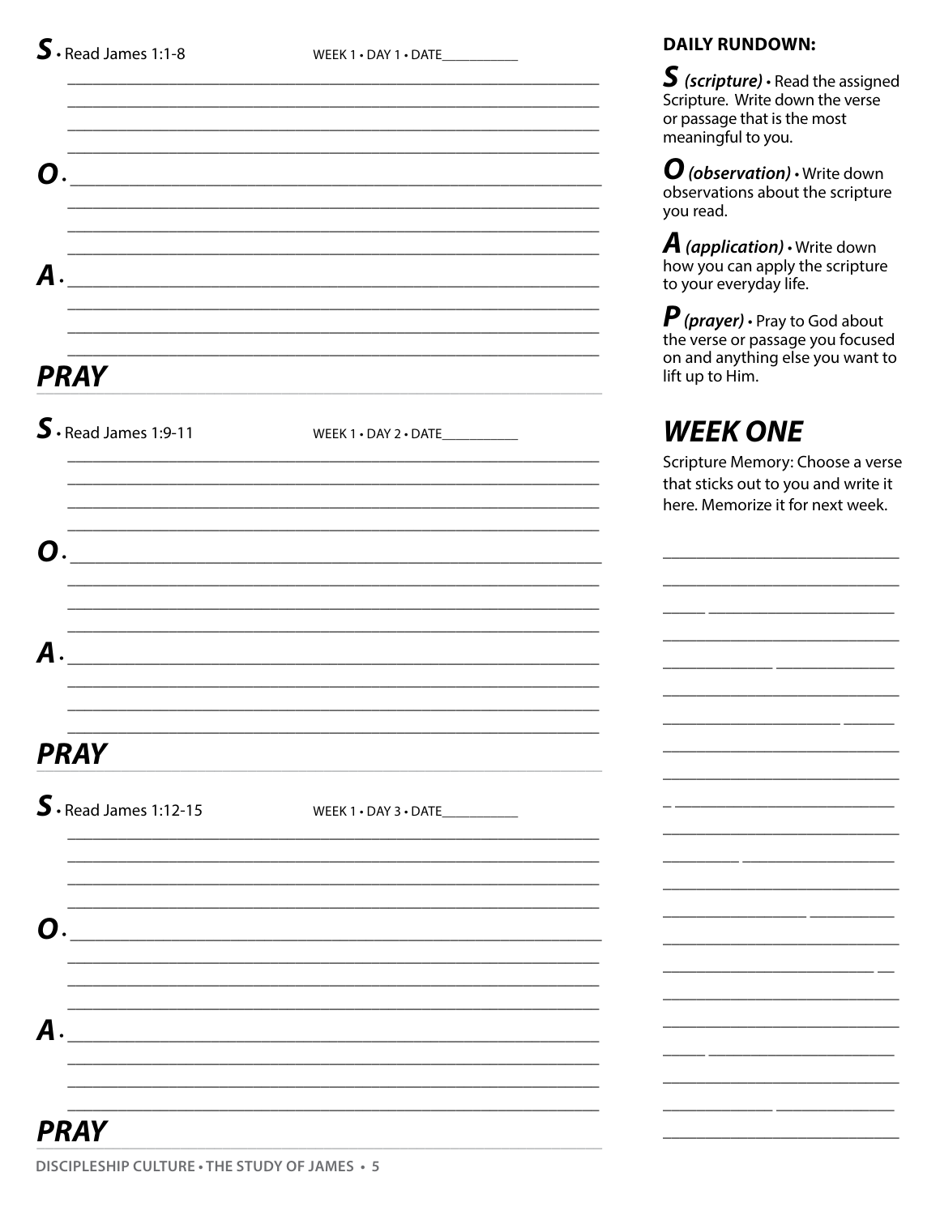**S** • Read James 1:1-8 WEEK 1 • DAY 1 • DATE___________

**O** •

**A** •

## PRAY

**S** • Read James 1:9-11 WEEK 1 • DAY 2 • DATE___________

**O** •

**A** •

## PRAY

**S** • Read James 1:12-15 WEEK 1 • DAY 3 • DATE___________

**O** •

**A** •

## PRAY

**DAILY RUNDOWN:**

***S (scripture)*** • Read the assigned Scripture. Write down the verse or passage that is the most meaningful to you.

***O (observation)*** • Write down observations about the scripture you read.

***A (application)*** • Write down how you can apply the scripture to your everyday life.

***P (prayer)*** • Pray to God about the verse or passage you focused on and anything else you want to lift up to Him.

## *WEEK ONE*

Scripture Memory: Choose a verse that sticks out to you and write it here. Memorize it for next week.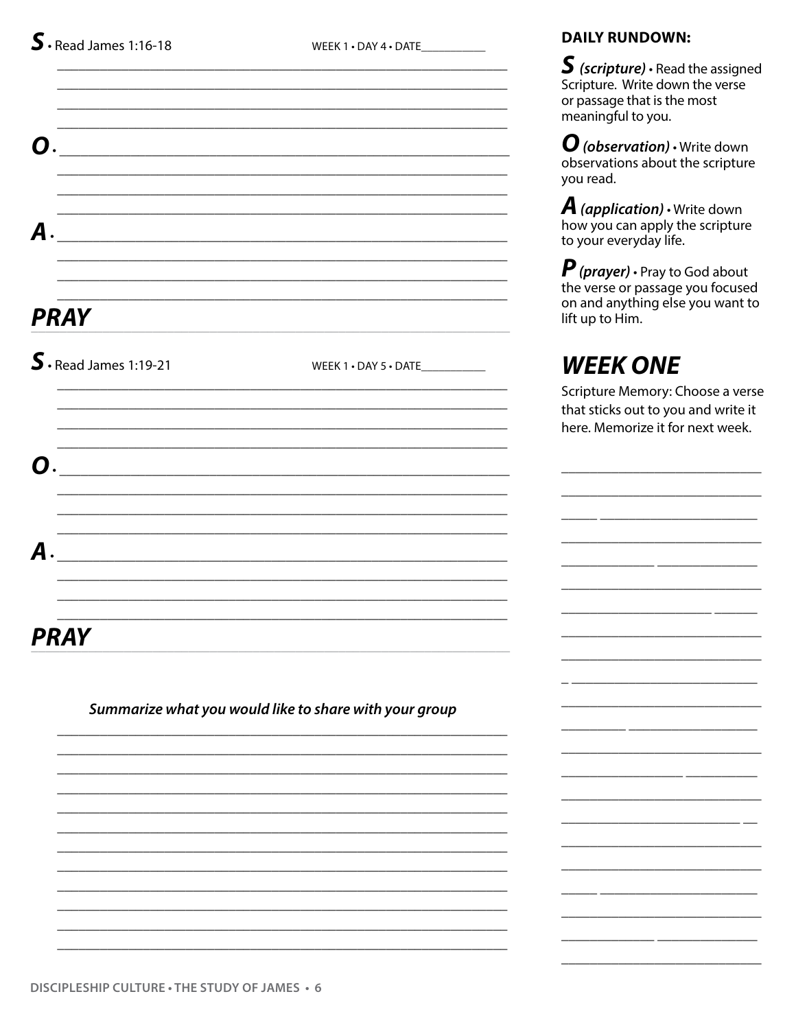**S** • Read James 1:16-18 WEEK 1 • DAY 4 • DATE__________

**O** •

**A** •

## PRAY

**S** • Read James 1:19-21 WEEK 1 • DAY 5 • DATE__________

**O** •

**A** •

## PRAY

***Summarize what you would like to share with your group***

**DAILY RUNDOWN:**

**S** ***(scripture)*** • Read the assigned Scripture. Write down the verse or passage that is the most meaningful to you.

**O** ***(observation)*** • Write down observations about the scripture you read.

**A** ***(application)*** • Write down how you can apply the scripture to your everyday life.

**P** ***(prayer)*** • Pray to God about the verse or passage you focused on and anything else you want to lift up to Him.

## *WEEK ONE*

Scripture Memory: Choose a verse that sticks out to you and write it here. Memorize it for next week.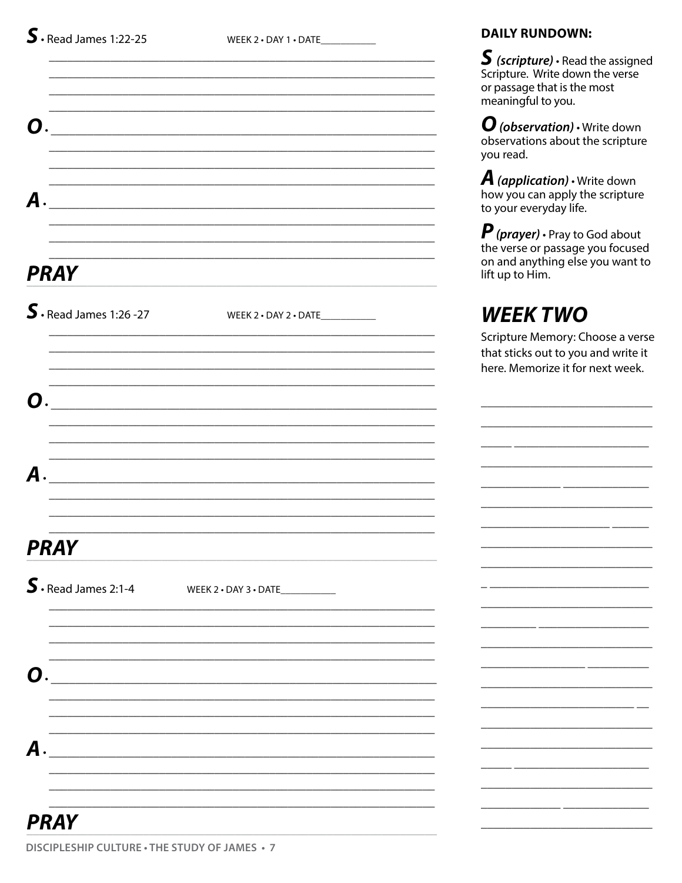**S** • Read James 1:22-25 WEEK 2 • DAY 1 • DATE__________

___________________________________________________________

___________________________________________________________

___________________________________________________________

___________________________________________________________

**O** • ________________________________________________________

___________________________________________________________

___________________________________________________________

___________________________________________________________

**A** • ________________________________________________________

___________________________________________________________

___________________________________________________________

___________________________________________________________

## PRAY

**S** • Read James 1:26 -27 WEEK 2 • DAY 2 • DATE__________

___________________________________________________________

___________________________________________________________

___________________________________________________________

___________________________________________________________

**O** • ________________________________________________________

___________________________________________________________

___________________________________________________________

___________________________________________________________

**A** • ________________________________________________________

___________________________________________________________

___________________________________________________________

___________________________________________________________

## PRAY

**S** • Read James 2:1-4 WEEK 2 • DAY 3 • DATE__________

___________________________________________________________

___________________________________________________________

___________________________________________________________

___________________________________________________________

**O** • ________________________________________________________

___________________________________________________________

___________________________________________________________

___________________________________________________________

**A** • ________________________________________________________

___________________________________________________________

___________________________________________________________

___________________________________________________________

## PRAY

**DAILY RUNDOWN:**

***S*** ***(scripture)*** **•** Read the assigned Scripture. Write down the verse or passage that is the most meaningful to you.

***O*** ***(observation)*** **•** Write down observations about the scripture you read.

***A*** ***(application)*** **•** Write down how you can apply the scripture to your everyday life.

***P*** ***(prayer)*** **•** Pray to God about the verse or passage you focused on and anything else you want to lift up to Him.

## *WEEK TWO*

Scripture Memory: Choose a verse that sticks out to you and write it here. Memorize it for next week.

___________________________

___________________________

___________________________

___________________________

___________________________

___________________________

___________________________

___________________________

___________________________

___________________________

___________________________

___________________________

___________________________

___________________________

___________________________

___________________________

___________________________

___________________________

___________________________

___________________________

___________________________

___________________________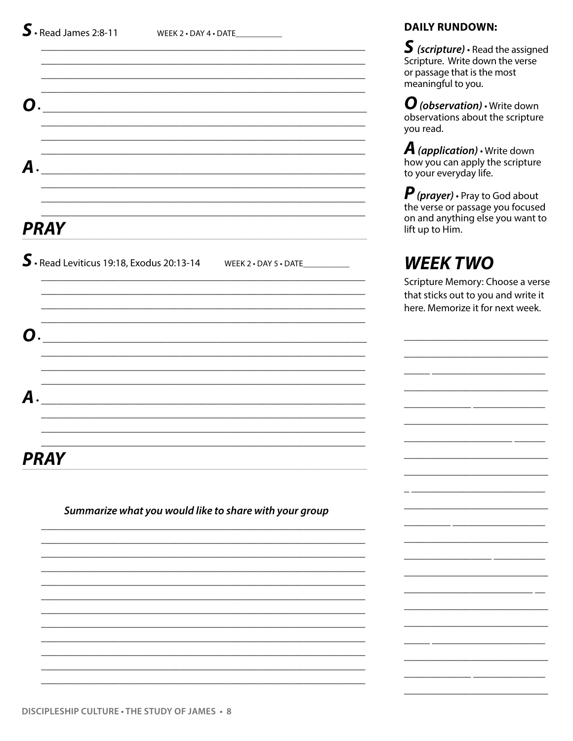**S** • Read James 2:8-11 WEEK 2 • DAY 4 • DATE__________

**O** •

**A** •

## PRAY

**S** • Read Leviticus 19:18, Exodus 20:13-14 WEEK 2 • DAY 5 • DATE__________

**O** •

**A** •

## PRAY

***Summarize what you would like to share with your group***

**DAILY RUNDOWN:**

***S*** ***(scripture)*** • Read the assigned Scripture. Write down the verse or passage that is the most meaningful to you.

***O*** ***(observation)*** • Write down observations about the scripture you read.

***A*** ***(application)*** • Write down how you can apply the scripture to your everyday life.

***P*** ***(prayer)*** • Pray to God about the verse or passage you focused on and anything else you want to lift up to Him.

## WEEK TWO

Scripture Memory: Choose a verse that sticks out to you and write it here. Memorize it for next week.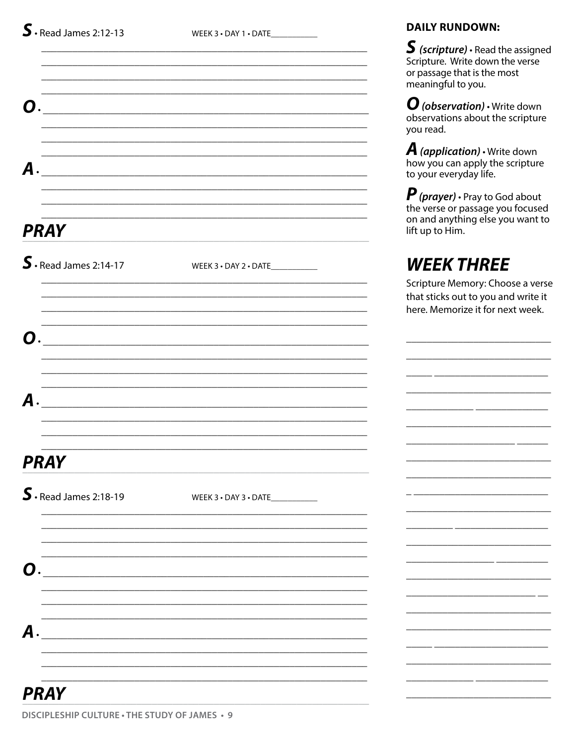**S** • Read James 2:12-13 WEEK 3 • DAY 1 • DATE__________

**O** •

**A** •

## PRAY

**S** • Read James 2:14-17 WEEK 3 • DAY 2 • DATE__________

**O** •

**A** •

## PRAY

**S** • Read James 2:18-19 WEEK 3 • DAY 3 • DATE__________

**O** •

**A** •

## PRAY

**DAILY RUNDOWN:**

***S*** ***(scripture)*** • Read the assigned Scripture. Write down the verse or passage that is the most meaningful to you.

***O*** ***(observation)*** • Write down observations about the scripture you read.

***A*** ***(application)*** • Write down how you can apply the scripture to your everyday life.

***P*** ***(prayer)*** • Pray to God about the verse or passage you focused on and anything else you want to lift up to Him.

## *WEEK THREE*

Scripture Memory: Choose a verse that sticks out to you and write it here. Memorize it for next week.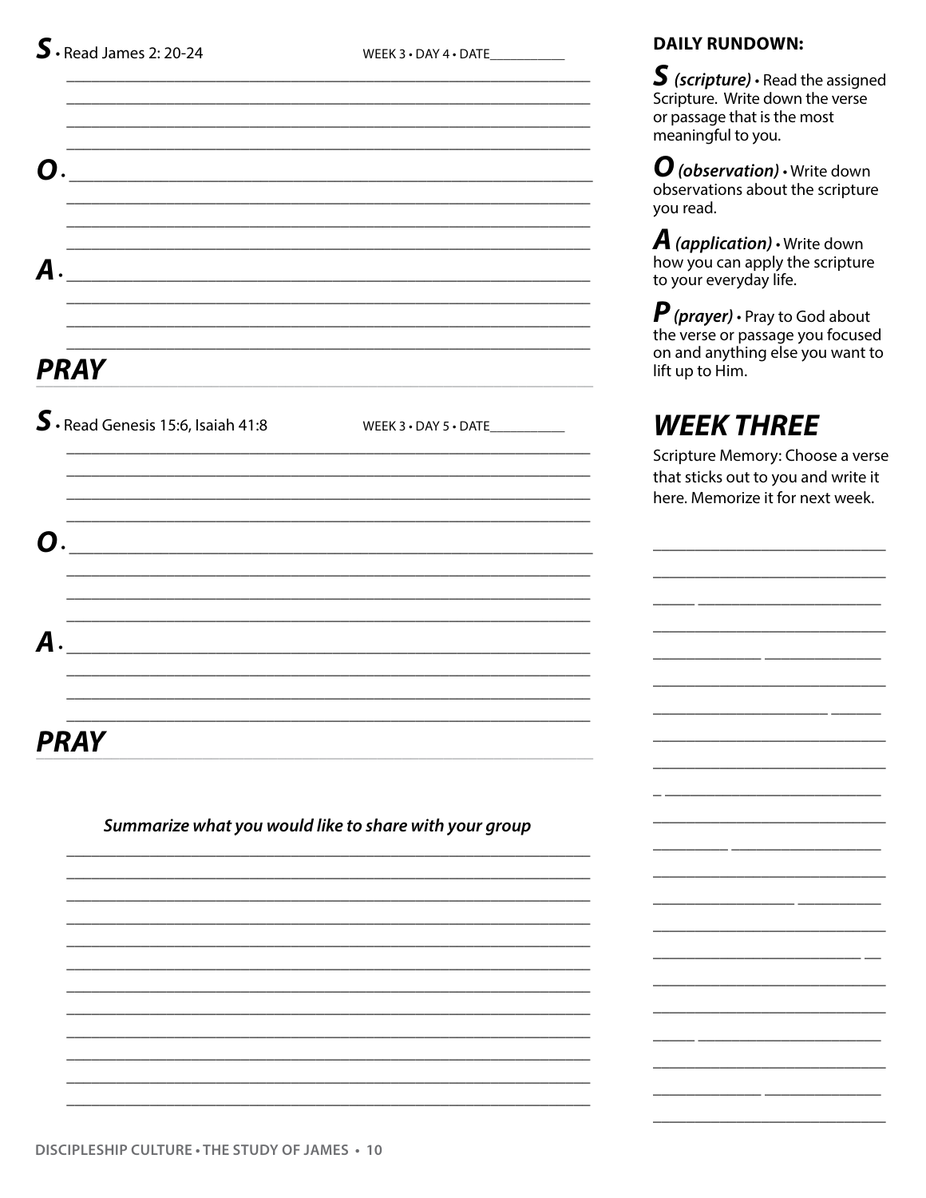**S** • Read James 2: 20-24 WEEK 3 • DAY 4 • DATE__________

**O** •

**A** •

## PRAY

**S** • Read Genesis 15:6, Isaiah 41:8 WEEK 3 • DAY 5 • DATE__________

**O** •

**A** •

## PRAY

***Summarize what you would like to share with your group***

**DAILY RUNDOWN:**

***S (scripture)*** • Read the assigned Scripture. Write down the verse or passage that is the most meaningful to you.

***O (observation)*** • Write down observations about the scripture you read.

***A (application)*** • Write down how you can apply the scripture to your everyday life.

***P (prayer)*** • Pray to God about the verse or passage you focused on and anything else you want to lift up to Him.

## *WEEK THREE*

Scripture Memory: Choose a verse that sticks out to you and write it here. Memorize it for next week.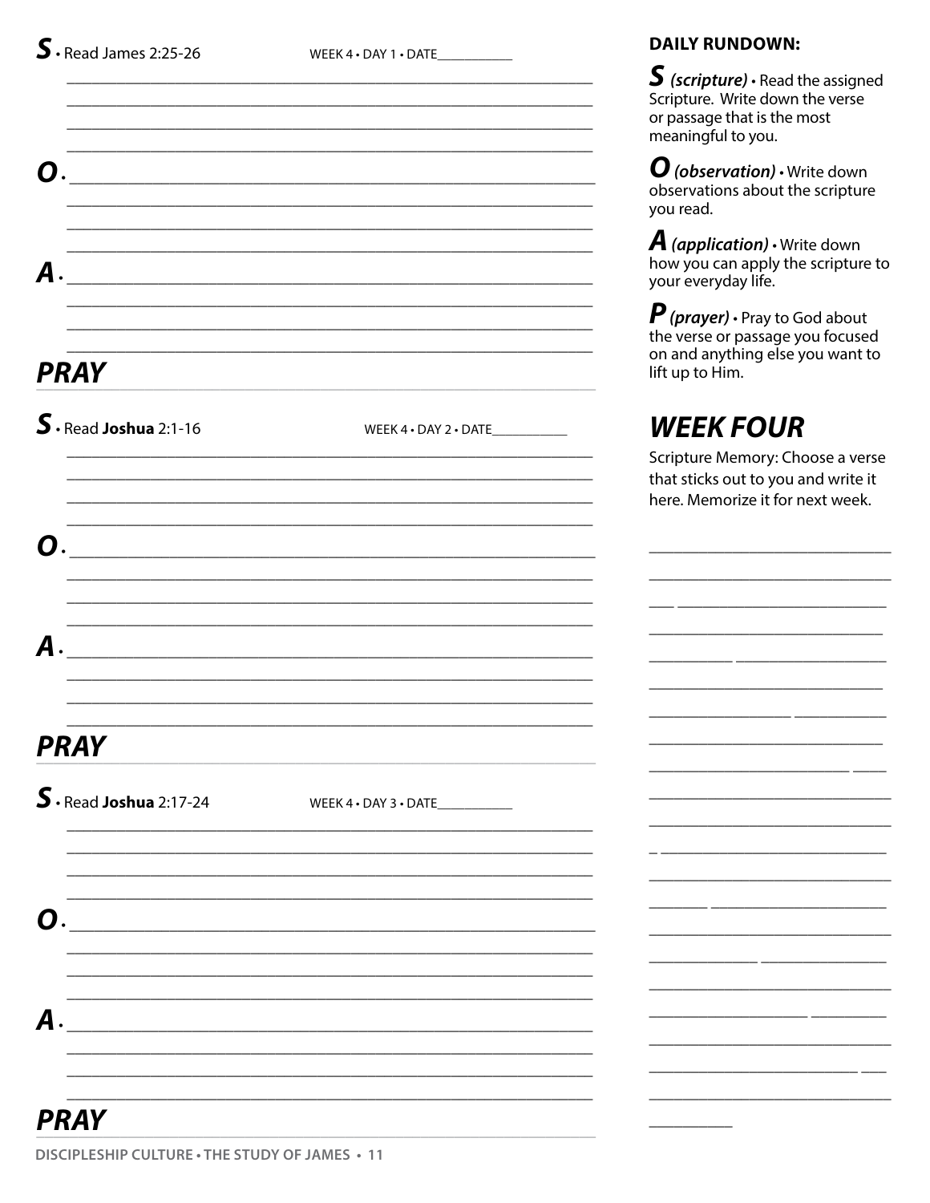**S** • Read James 2:25-26 WEEK 4 • DAY 1 • DATE__________

**O** •

**A** •

## PRAY

**S** • Read **Joshua** 2:1-16 WEEK 4 • DAY 2 • DATE__________

**O** •

**A** •

## PRAY

**S** • Read **Joshua** 2:17-24 WEEK 4 • DAY 3 • DATE__________

**O** •

**A** •

## PRAY

**DAILY RUNDOWN:**

***S*** ***(scripture)*** • Read the assigned Scripture. Write down the verse or passage that is the most meaningful to you.

***O*** ***(observation)*** • Write down observations about the scripture you read.

***A*** ***(application)*** • Write down how you can apply the scripture to your everyday life.

***P*** ***(prayer)*** • Pray to God about the verse or passage you focused on and anything else you want to lift up to Him.

## *WEEK FOUR*

Scripture Memory: Choose a verse that sticks out to you and write it here. Memorize it for next week.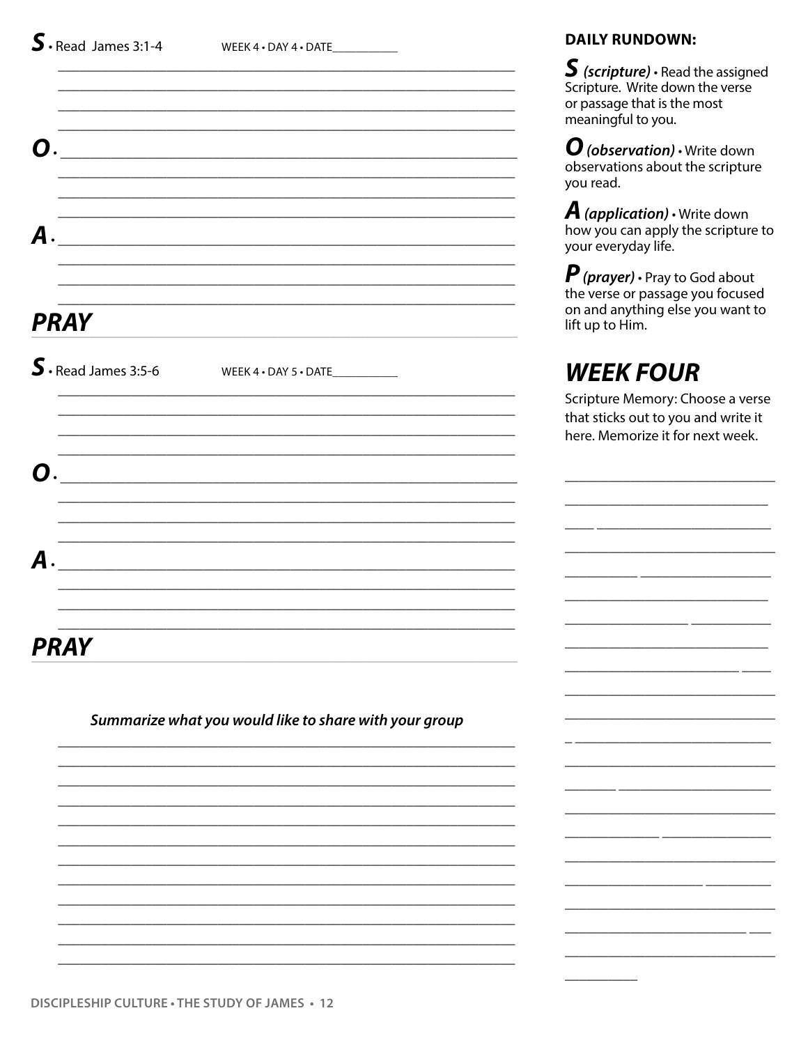**S** • Read James 3:1-4 WEEK 4 • DAY 4 • DATE__________

**O** •

**A** •

## PRAY

**S** • Read James 3:5-6 WEEK 4 • DAY 5 • DATE__________

**O** •

**A** •

## PRAY

***Summarize what you would like to share with your group***

**DAILY RUNDOWN:**

**S** ***(scripture)*** • Read the assigned Scripture. Write down the verse or passage that is the most meaningful to you.

**O** ***(observation)*** • Write down observations about the scripture you read.

**A** ***(application)*** • Write down how you can apply the scripture to your everyday life.

**P** ***(prayer)*** • Pray to God about the verse or passage you focused on and anything else you want to lift up to Him.

## WEEK FOUR

Scripture Memory: Choose a verse that sticks out to you and write it here. Memorize it for next week.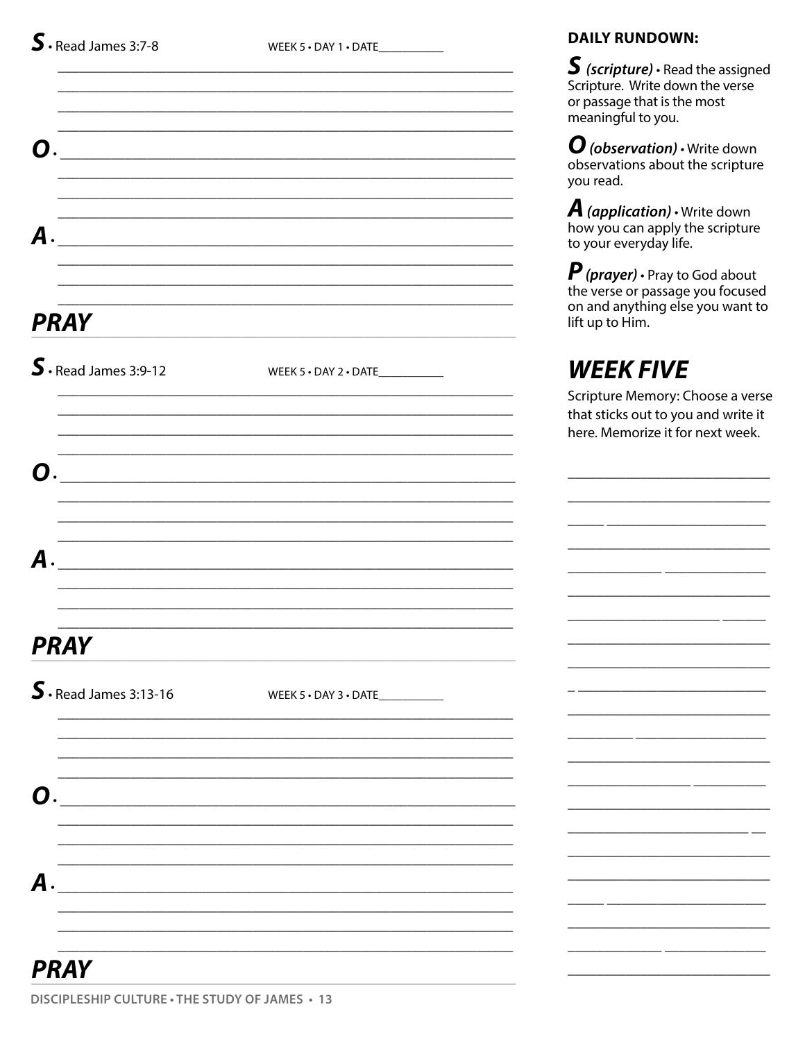**S** • Read James 3:7-8 WEEK 5 • DAY 1 • DATE___________

**O** •

**A** •

## PRAY

**S** • Read James 3:9-12 WEEK 5 • DAY 2 • DATE___________

**O** •

**A** •

## PRAY

**S** • Read James 3:13-16 WEEK 5 • DAY 3 • DATE___________

**O** •

**A** •

## PRAY

**DAILY RUNDOWN:**

***S*** ***(scripture)*** • Read the assigned Scripture. Write down the verse or passage that is the most meaningful to you.

***O*** ***(observation)*** • Write down observations about the scripture you read.

***A*** ***(application)*** • Write down how you can apply the scripture to your everyday life.

***P*** ***(prayer)*** • Pray to God about the verse or passage you focused on and anything else you want to lift up to Him.

## *WEEK FIVE*

Scripture Memory: Choose a verse that sticks out to you and write it here. Memorize it for next week.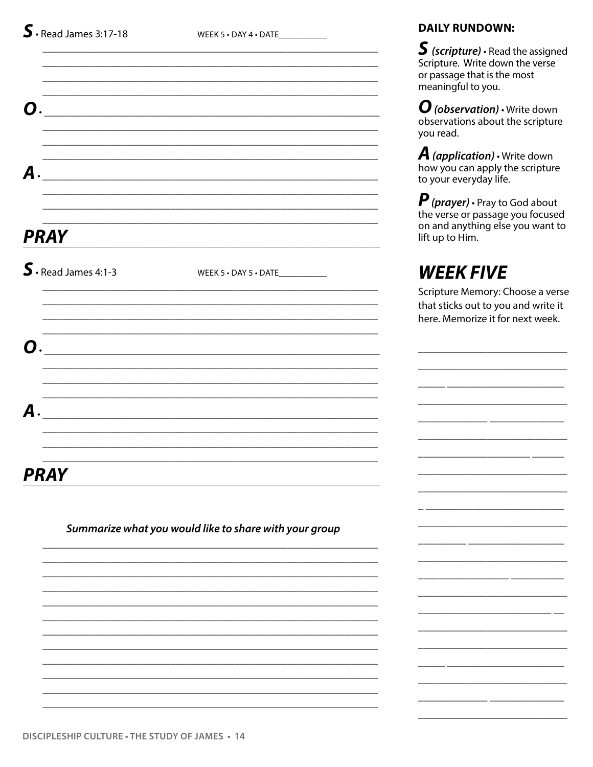**S** • Read James 3:17-18 WEEK 5 • DAY 4 • DATE__________

**O** •

**A** •

## PRAY

**S** • Read James 4:1-3 WEEK 5 • DAY 5 • DATE__________

**O** •

**A** •

## PRAY

***Summarize what you would like to share with your group***

**DAILY RUNDOWN:**

***S*** ***(scripture)*** • Read the assigned Scripture. Write down the verse or passage that is the most meaningful to you.

***O*** ***(observation)*** • Write down observations about the scripture you read.

***A*** ***(application)*** • Write down how you can apply the scripture to your everyday life.

***P*** ***(prayer)*** • Pray to God about the verse or passage you focused on and anything else you want to lift up to Him.

## WEEK FIVE

Scripture Memory: Choose a verse that sticks out to you and write it here. Memorize it for next week.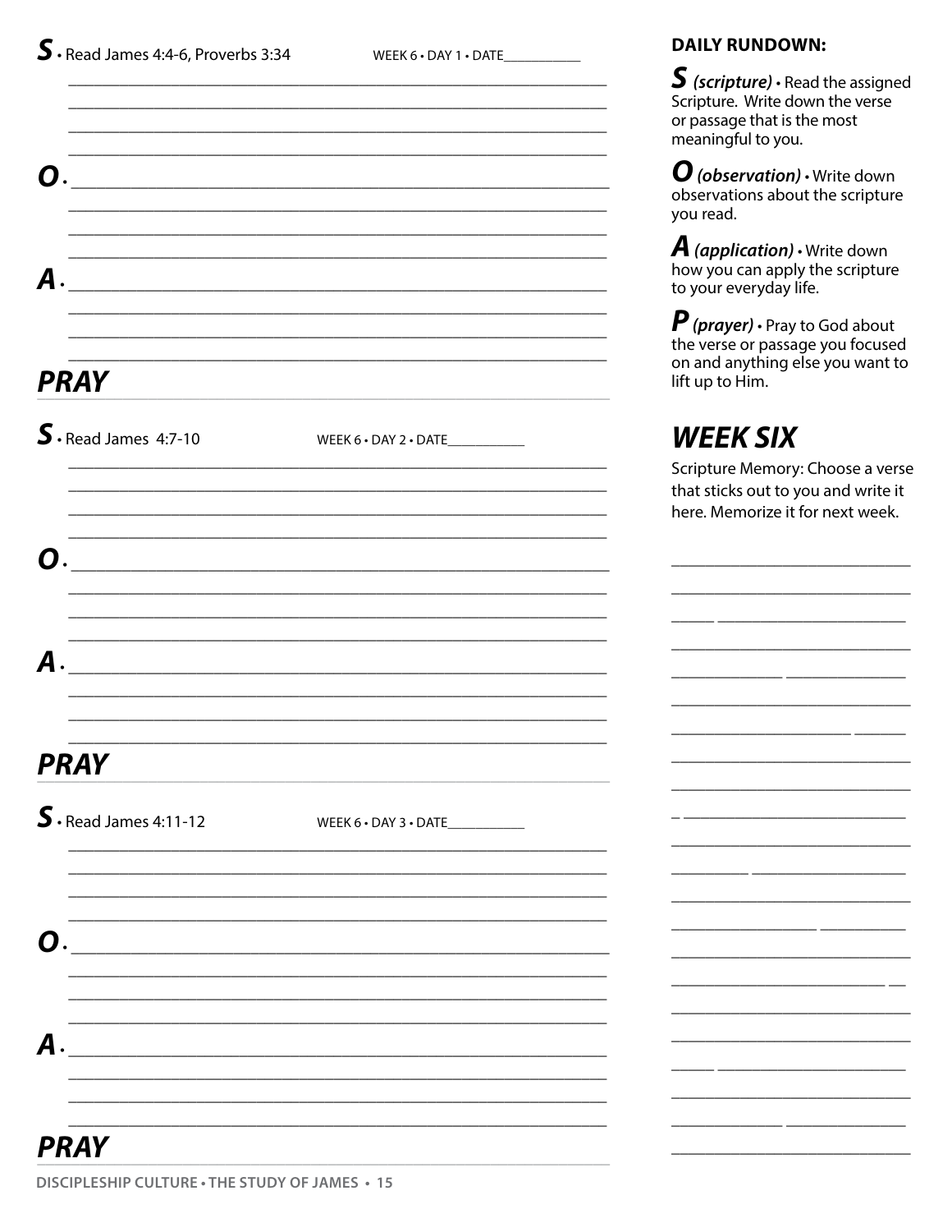**S** • Read James 4:4-6, Proverbs 3:34 WEEK 6 • DAY 1 • DATE___________

**O** •

**A** •

## PRAY

**S** • Read James 4:7-10 WEEK 6 • DAY 2 • DATE___________

**O** •

**A** •

## PRAY

**S** • Read James 4:11-12 WEEK 6 • DAY 3 • DATE___________

**O** •

**A** •

## PRAY

**DAILY RUNDOWN:**

***S*** ***(scripture)*** • Read the assigned Scripture. Write down the verse or passage that is the most meaningful to you.

***O*** ***(observation)*** • Write down observations about the scripture you read.

***A*** ***(application)*** • Write down how you can apply the scripture to your everyday life.

***P*** ***(prayer)*** • Pray to God about the verse or passage you focused on and anything else you want to lift up to Him.

## WEEK SIX

Scripture Memory: Choose a verse that sticks out to you and write it here. Memorize it for next week.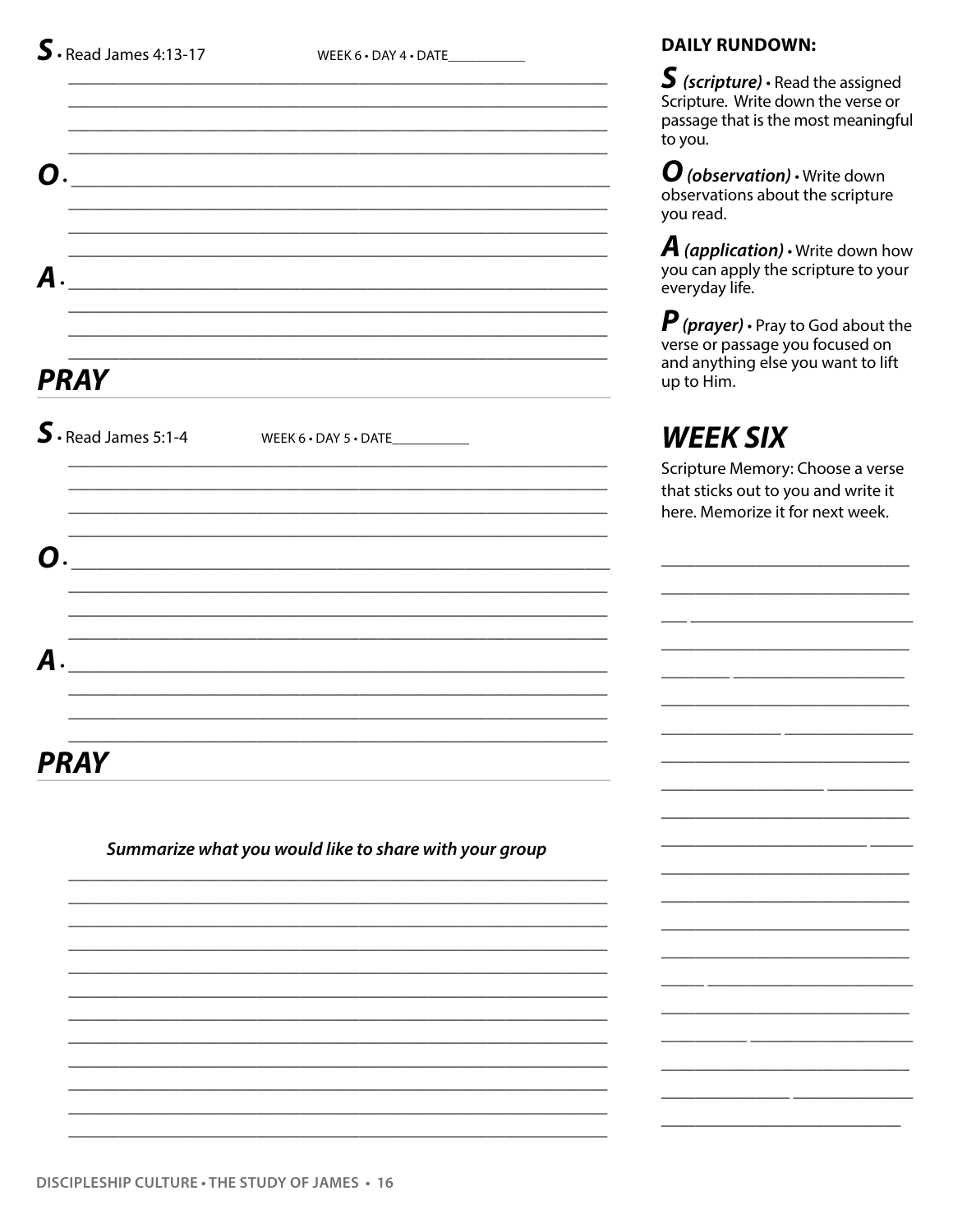**S** • Read James 4:13-17 WEEK 6 • DAY 4 • DATE__________

**O** •

**A** •

## PRAY

**S** • Read James 5:1-4 WEEK 6 • DAY 5 • DATE__________

**O** •

**A** •

## PRAY

***Summarize what you would like to share with your group***

**DAILY RUNDOWN:**

**S** ***(scripture)*** • Read the assigned Scripture. Write down the verse or passage that is the most meaningful to you.

**O** ***(observation)*** • Write down observations about the scripture you read.

**A** ***(application)*** • Write down how you can apply the scripture to your everyday life.

**P** ***(prayer)*** • Pray to God about the verse or passage you focused on and anything else you want to lift up to Him.

## WEEK SIX

Scripture Memory: Choose a verse that sticks out to you and write it here. Memorize it for next week.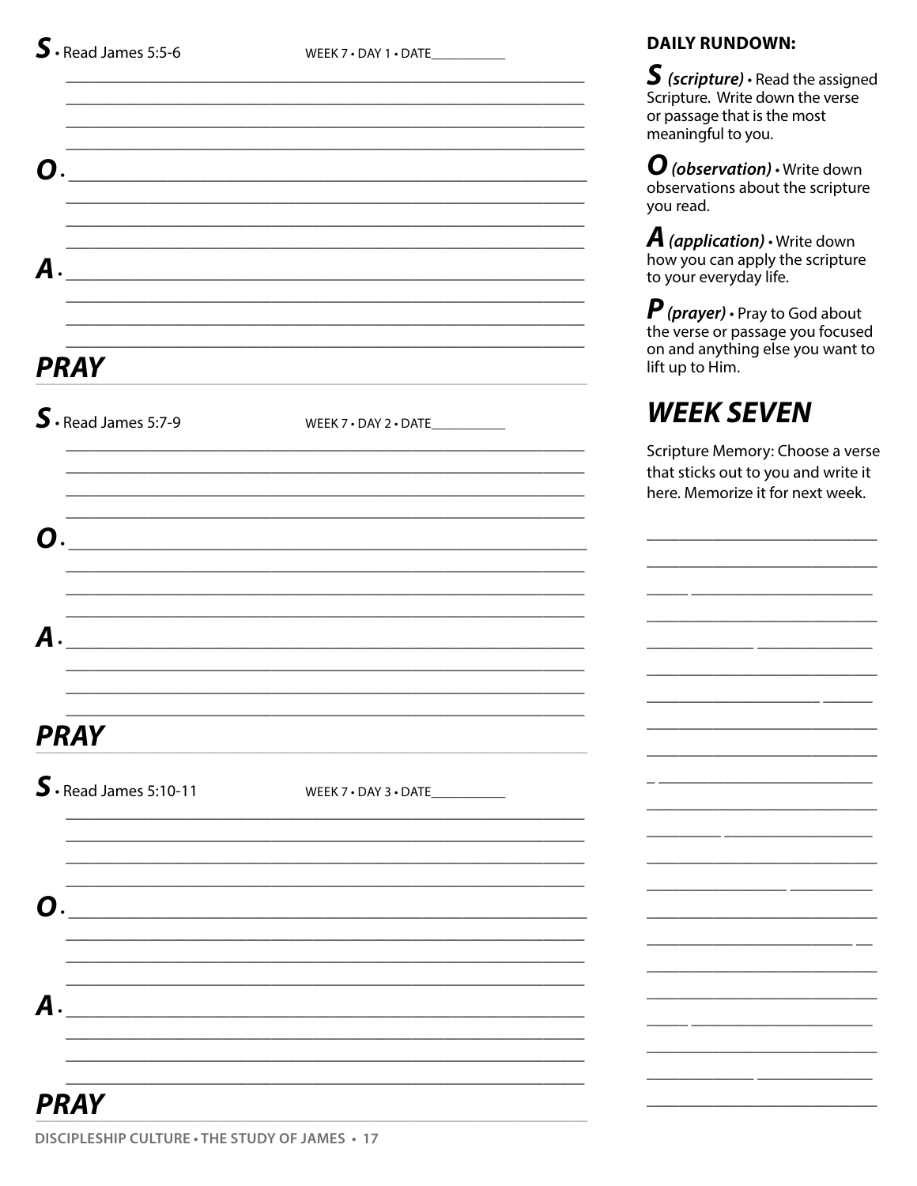**S** • Read James 5:5-6 WEEK 7 • DAY 1 • DATE__________

**O** •

**A** •

## PRAY

**S** • Read James 5:7-9 WEEK 7 • DAY 2 • DATE__________

**O** •

**A** •

## PRAY

**S** • Read James 5:10-11 WEEK 7 • DAY 3 • DATE__________

**O** •

**A** •

## PRAY

**DAILY RUNDOWN:**

***S* *(scripture)*** • Read the assigned Scripture. Write down the verse or passage that is the most meaningful to you.

***O* *(observation)*** • Write down observations about the scripture you read.

***A* *(application)*** • Write down how you can apply the scripture to your everyday life.

***P* *(prayer)*** • Pray to God about the verse or passage you focused on and anything else you want to lift up to Him.

## *WEEK SEVEN*

Scripture Memory: Choose a verse that sticks out to you and write it here. Memorize it for next week.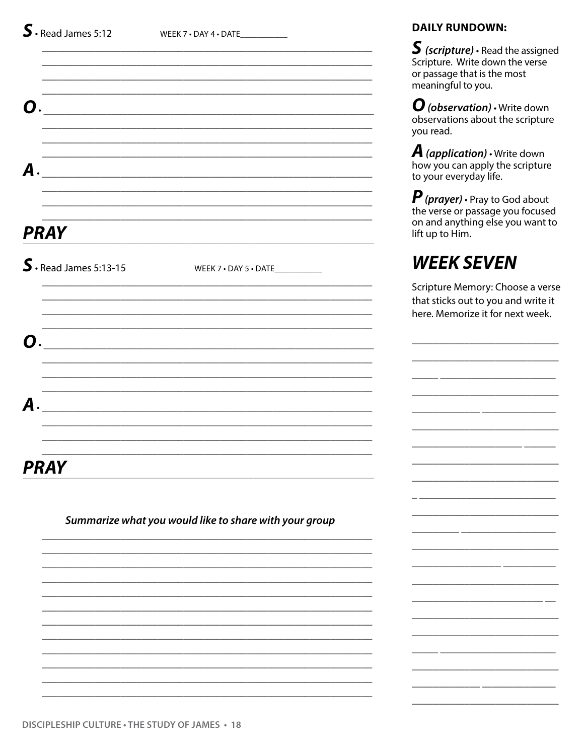**S** • Read James 5:12 WEEK 7 • DAY 4 • DATE__________

**O** •

**A** •

## PRAY

**S** • Read James 5:13-15 WEEK 7 • DAY 5 • DATE__________

**O** •

**A** •

## PRAY

***Summarize what you would like to share with your group***

**DAILY RUNDOWN:**

***S*** ***(scripture)*** • Read the assigned Scripture. Write down the verse or passage that is the most meaningful to you.

***O*** ***(observation)*** • Write down observations about the scripture you read.

***A*** ***(application)*** • Write down how you can apply the scripture to your everyday life.

***P*** ***(prayer)*** • Pray to God about the verse or passage you focused on and anything else you want to lift up to Him.

## *WEEK SEVEN*

Scripture Memory: Choose a verse that sticks out to you and write it here. Memorize it for next week.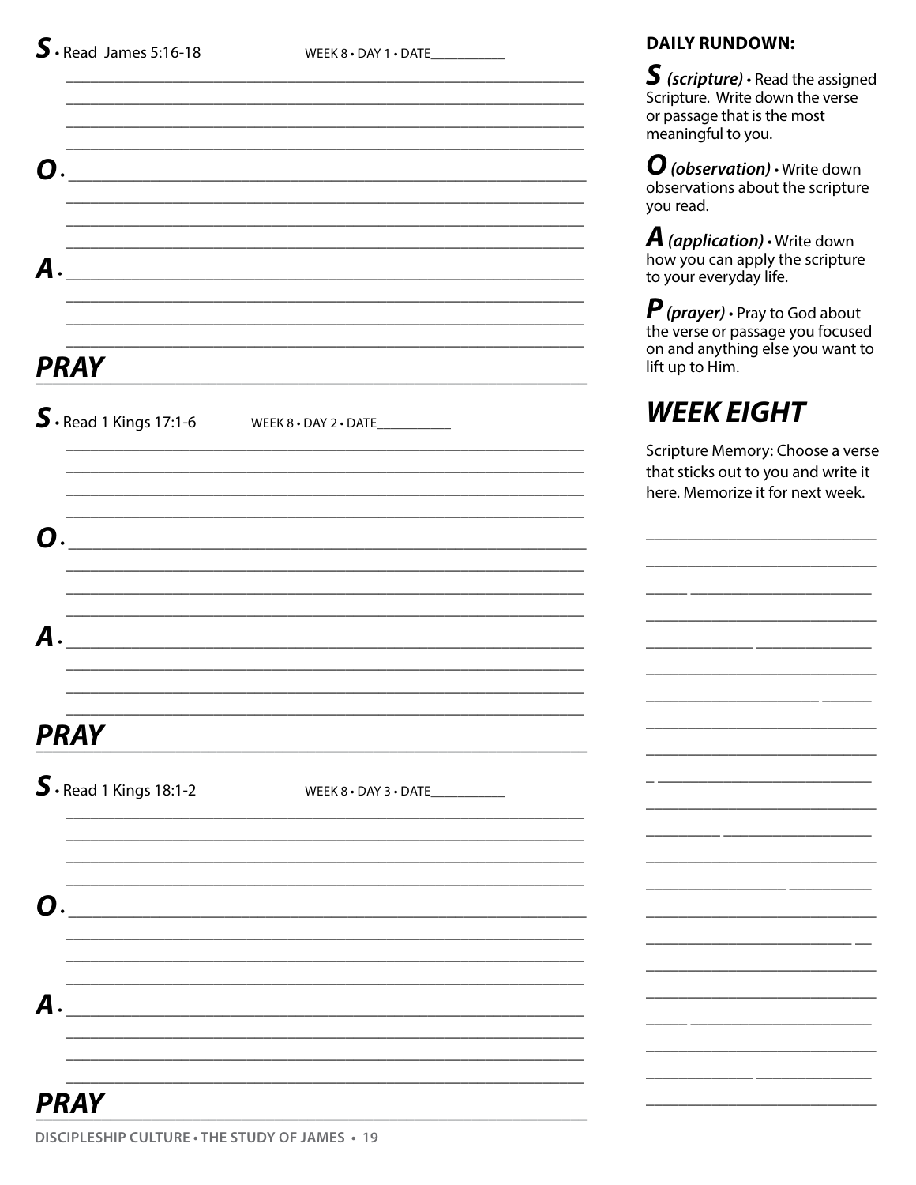**S** • Read James 5:16-18 WEEK 8 • DAY 1 • DATE___________

**O** •

**A** •

## PRAY

**S** • Read 1 Kings 17:1-6 WEEK 8 • DAY 2 • DATE___________

**O** •

**A** •

## PRAY

**S** • Read 1 Kings 18:1-2 WEEK 8 • DAY 3 • DATE___________

**O** •

**A** •

## PRAY

**DAILY RUNDOWN:**

**S** ***(scripture)*** • Read the assigned Scripture. Write down the verse or passage that is the most meaningful to you.

**O** ***(observation)*** • Write down observations about the scripture you read.

**A** ***(application)*** • Write down how you can apply the scripture to your everyday life.

**P** ***(prayer)*** • Pray to God about the verse or passage you focused on and anything else you want to lift up to Him.

## *WEEK EIGHT*

Scripture Memory: Choose a verse that sticks out to you and write it here. Memorize it for next week.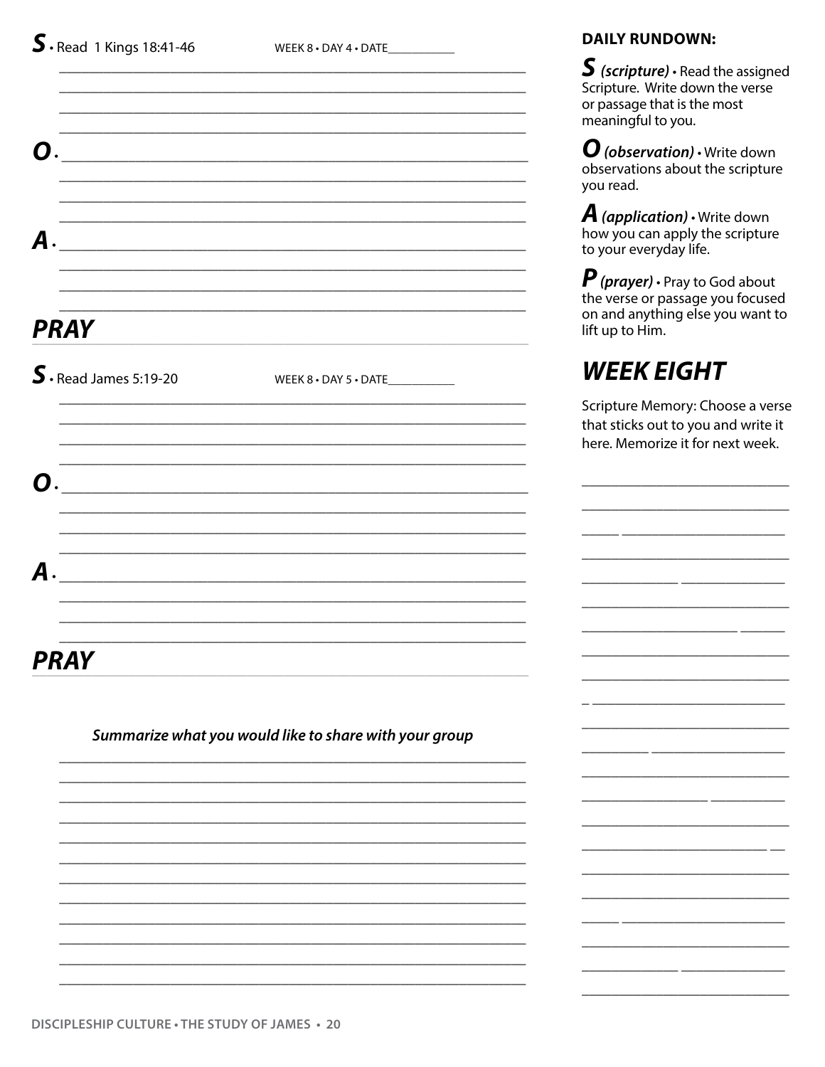**S** • Read 1 Kings 18:41-46 WEEK 8 • DAY 4 • DATE___________

**O** •

**A** •

## PRAY

**S** • Read James 5:19-20 WEEK 8 • DAY 5 • DATE___________

**O** •

**A** •

## PRAY

***Summarize what you would like to share with your group***

**DAILY RUNDOWN:**

***S*** ***(scripture)*** • Read the assigned Scripture. Write down the verse or passage that is the most meaningful to you.

***O*** ***(observation)*** • Write down observations about the scripture you read.

***A*** ***(application)*** • Write down how you can apply the scripture to your everyday life.

***P*** ***(prayer)*** • Pray to God about the verse or passage you focused on and anything else you want to lift up to Him.

## *WEEK EIGHT*

Scripture Memory: Choose a verse that sticks out to you and write it here. Memorize it for next week.